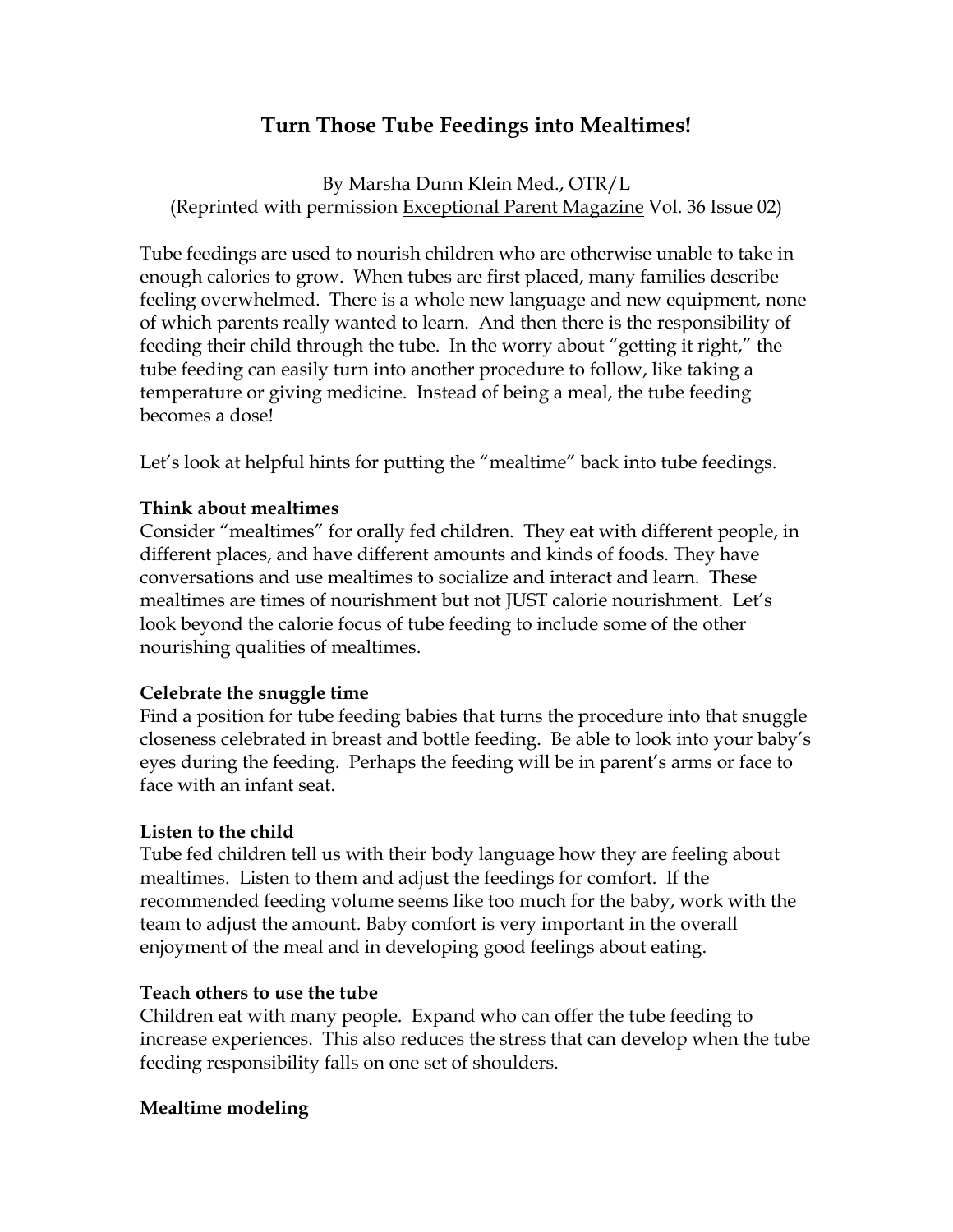# Turn Those Tube Feedings into Mealtimes!

By Marsha Dunn Klein Med., OTR/L
(Reprinted with permission Exceptional Parent Magazine Vol. 36 Issue 02)

Tube feedings are used to nourish children who are otherwise unable to take in enough calories to grow. When tubes are first placed, many families describe feeling overwhelmed. There is a whole new language and new equipment, none of which parents really wanted to learn. And then there is the responsibility of feeding their child through the tube. In the worry about "getting it right," the tube feeding can easily turn into another procedure to follow, like taking a temperature or giving medicine. Instead of being a meal, the tube feeding becomes a dose!

Let's look at helpful hints for putting the "mealtime" back into tube feedings.

**Think about mealtimes**
Consider "mealtimes" for orally fed children. They eat with different people, in different places, and have different amounts and kinds of foods. They have conversations and use mealtimes to socialize and interact and learn. These mealtimes are times of nourishment but not JUST calorie nourishment. Let's look beyond the calorie focus of tube feeding to include some of the other nourishing qualities of mealtimes.

**Celebrate the snuggle time**
Find a position for tube feeding babies that turns the procedure into that snuggle closeness celebrated in breast and bottle feeding. Be able to look into your baby's eyes during the feeding. Perhaps the feeding will be in parent's arms or face to face with an infant seat.

**Listen to the child**
Tube fed children tell us with their body language how they are feeling about mealtimes. Listen to them and adjust the feedings for comfort. If the recommended feeding volume seems like too much for the baby, work with the team to adjust the amount. Baby comfort is very important in the overall enjoyment of the meal and in developing good feelings about eating.

**Teach others to use the tube**
Children eat with many people. Expand who can offer the tube feeding to increase experiences. This also reduces the stress that can develop when the tube feeding responsibility falls on one set of shoulders.

**Mealtime modeling**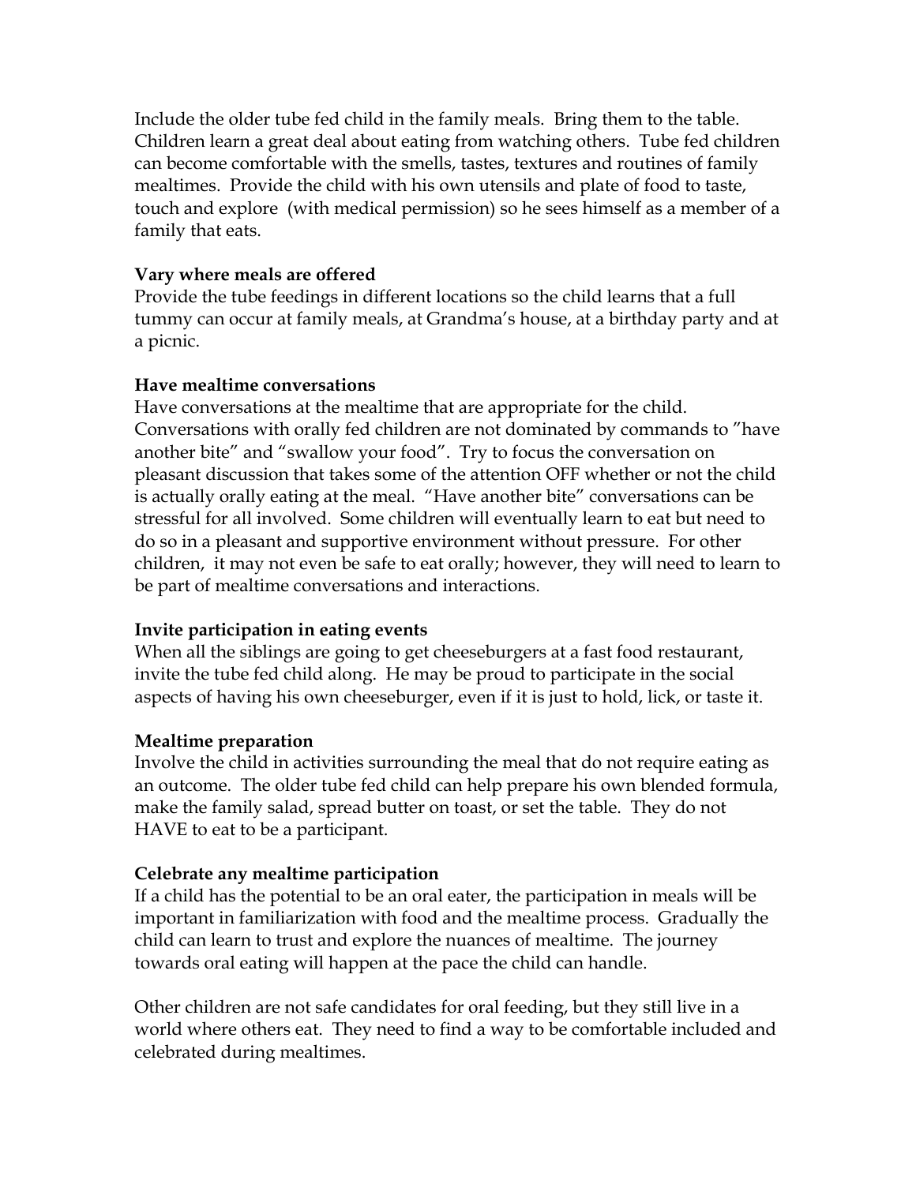Include the older tube fed child in the family meals. Bring them to the table. Children learn a great deal about eating from watching others. Tube fed children can become comfortable with the smells, tastes, textures and routines of family mealtimes. Provide the child with his own utensils and plate of food to taste, touch and explore (with medical permission) so he sees himself as a member of a family that eats.

**Vary where meals are offered**
Provide the tube feedings in different locations so the child learns that a full tummy can occur at family meals, at Grandma's house, at a birthday party and at a picnic.

**Have mealtime conversations**
Have conversations at the mealtime that are appropriate for the child. Conversations with orally fed children are not dominated by commands to "have another bite" and "swallow your food". Try to focus the conversation on pleasant discussion that takes some of the attention OFF whether or not the child is actually orally eating at the meal. "Have another bite" conversations can be stressful for all involved. Some children will eventually learn to eat but need to do so in a pleasant and supportive environment without pressure. For other children, it may not even be safe to eat orally; however, they will need to learn to be part of mealtime conversations and interactions.

**Invite participation in eating events**
When all the siblings are going to get cheeseburgers at a fast food restaurant, invite the tube fed child along. He may be proud to participate in the social aspects of having his own cheeseburger, even if it is just to hold, lick, or taste it.

**Mealtime preparation**
Involve the child in activities surrounding the meal that do not require eating as an outcome. The older tube fed child can help prepare his own blended formula, make the family salad, spread butter on toast, or set the table. They do not HAVE to eat to be a participant.

**Celebrate any mealtime participation**
If a child has the potential to be an oral eater, the participation in meals will be important in familiarization with food and the mealtime process. Gradually the child can learn to trust and explore the nuances of mealtime. The journey towards oral eating will happen at the pace the child can handle.

Other children are not safe candidates for oral feeding, but they still live in a world where others eat. They need to find a way to be comfortable included and celebrated during mealtimes.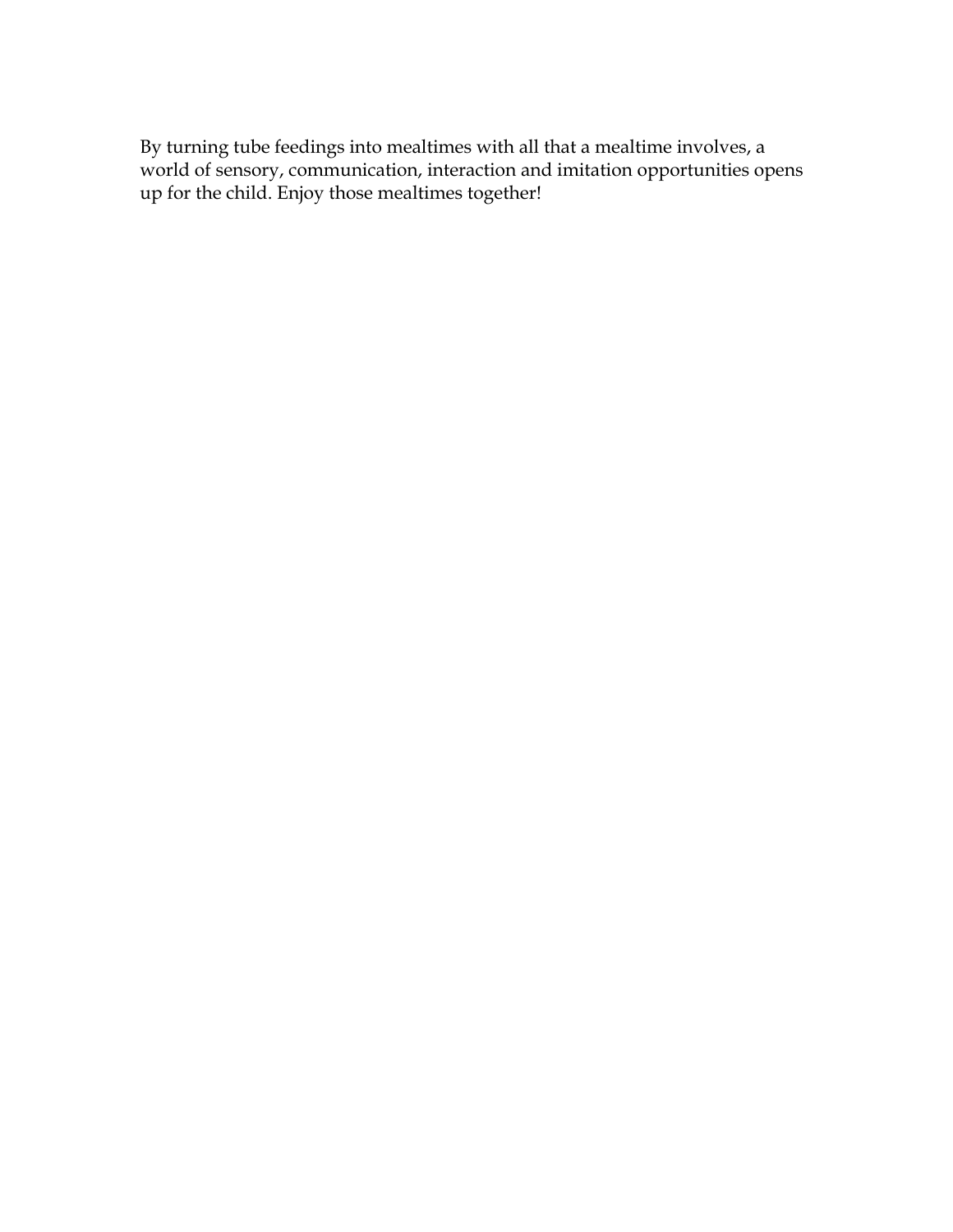By turning tube feedings into mealtimes with all that a mealtime involves, a world of sensory, communication, interaction and imitation opportunities opens up for the child. Enjoy those mealtimes together!